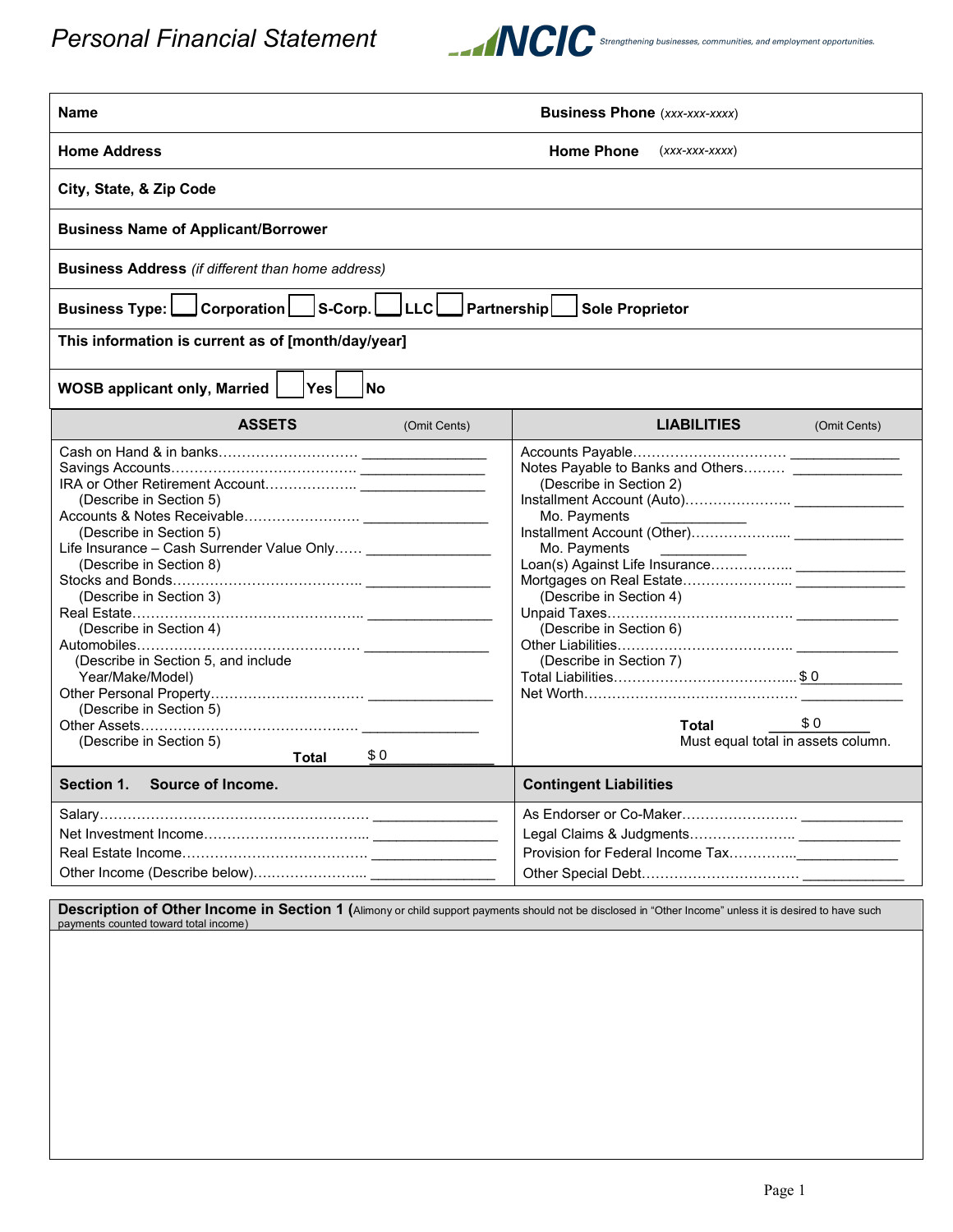# Personal Financial Statement

NCIC *Strengthening businesses, communities, and employment opportunities.*

| | |
|---|---|
| **Name** | **Business Phone** *(xxx-xxx-xxxx)* |
| **Home Address** | **Home Phone** *(xxx-xxx-xxxx)* |
| **City, State, & Zip Code** | |
| **Business Name of Applicant/Borrower** | |
| **Business Address** *(if different than home address)* | |
| **Business Type:** ☐ **Corporation** ☐ **S-Corp.** ☐ **LLC** ☐ **Partnership** ☐ **Sole Proprietor** | |
| **This information is current as of [month/day/year]** | |
| **WOSB applicant only, Married** ☐ **Yes** ☐ **No** | |

| **ASSETS** (Omit Cents) | | **LIABILITIES** (Omit Cents) | |
|---|---|---|---|
| Cash on Hand & in banks | | Accounts Payable | |
| Savings Accounts | | Notes Payable to Banks and Others (Describe in Section 2) | |
| IRA or Other Retirement Account (Describe in Section 5) | | Installment Account (Auto) | |
| Accounts & Notes Receivable (Describe in Section 5) | | Mo. Payments | |
| Life Insurance – Cash Surrender Value Only (Describe in Section 8) | | Installment Account (Other) | |
| Stocks and Bonds (Describe in Section 3) | | Mo. Payments | |
| Real Estate (Describe in Section 4) | | Loan(s) Against Life Insurance | |
| Automobiles (Describe in Section 5, and include Year/Make/Model) | | Mortgages on Real Estate (Describe in Section 4) | |
| Other Personal Property (Describe in Section 5) | | Unpaid Taxes (Describe in Section 6) | |
| Other Assets (Describe in Section 5) | | Other Liabilities (Describe in Section 7) | |
| | | Total Liabilities | $ 0 |
| | | Net Worth | |
| **Total** | $ 0 | **Total** Must equal total in assets column. | $ 0 |

| **Section 1. Source of Income.** | | **Contingent Liabilities** | |
|---|---|---|---|
| Salary | | As Endorser or Co-Maker | |
| Net Investment Income | | Legal Claims & Judgments | |
| Real Estate Income | | Provision for Federal Income Tax | |
| Other Income (Describe below) | | Other Special Debt | |

**Description of Other Income in Section 1** (Alimony or child support payments should not be disclosed in "Other Income" unless it is desired to have such payments counted toward total income)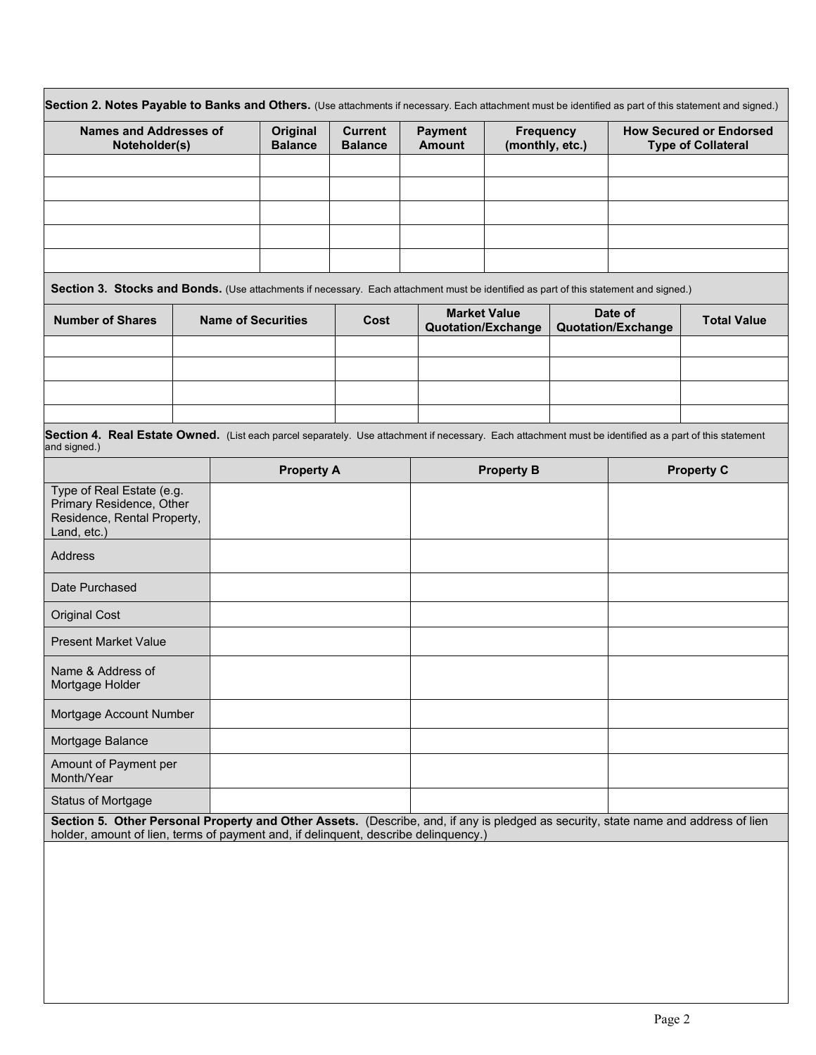**Section 2. Notes Payable to Banks and Others.** (Use attachments if necessary. Each attachment must be identified as part of this statement and signed.)

| Names and Addresses of Noteholder(s) | Original Balance | Current Balance | Payment Amount | Frequency (monthly, etc.) | How Secured or Endorsed Type of Collateral |
|---|---|---|---|---|---|
| | | | | | |
| | | | | | |
| | | | | | |
| | | | | | |
| | | | | | |

**Section 3. Stocks and Bonds.** (Use attachments if necessary. Each attachment must be identified as part of this statement and signed.)

| Number of Shares | Name of Securities | Cost | Market Value Quotation/Exchange | Date of Quotation/Exchange | Total Value |
|---|---|---|---|---|---|
| | | | | | |
| | | | | | |
| | | | | | |
| | | | | | |

**Section 4. Real Estate Owned.** (List each parcel separately. Use attachment if necessary. Each attachment must be identified as a part of this statement and signed.)

| | Property A | Property B | Property C |
|---|---|---|---|
| Type of Real Estate (e.g. Primary Residence, Other Residence, Rental Property, Land, etc.) | | | |
| Address | | | |
| Date Purchased | | | |
| Original Cost | | | |
| Present Market Value | | | |
| Name & Address of Mortgage Holder | | | |
| Mortgage Account Number | | | |
| Mortgage Balance | | | |
| Amount of Payment per Month/Year | | | |
| Status of Mortgage | | | |

**Section 5. Other Personal Property and Other Assets.** (Describe, and, if any is pledged as security, state name and address of lien holder, amount of lien, terms of payment and, if delinquent, describe delinquency.)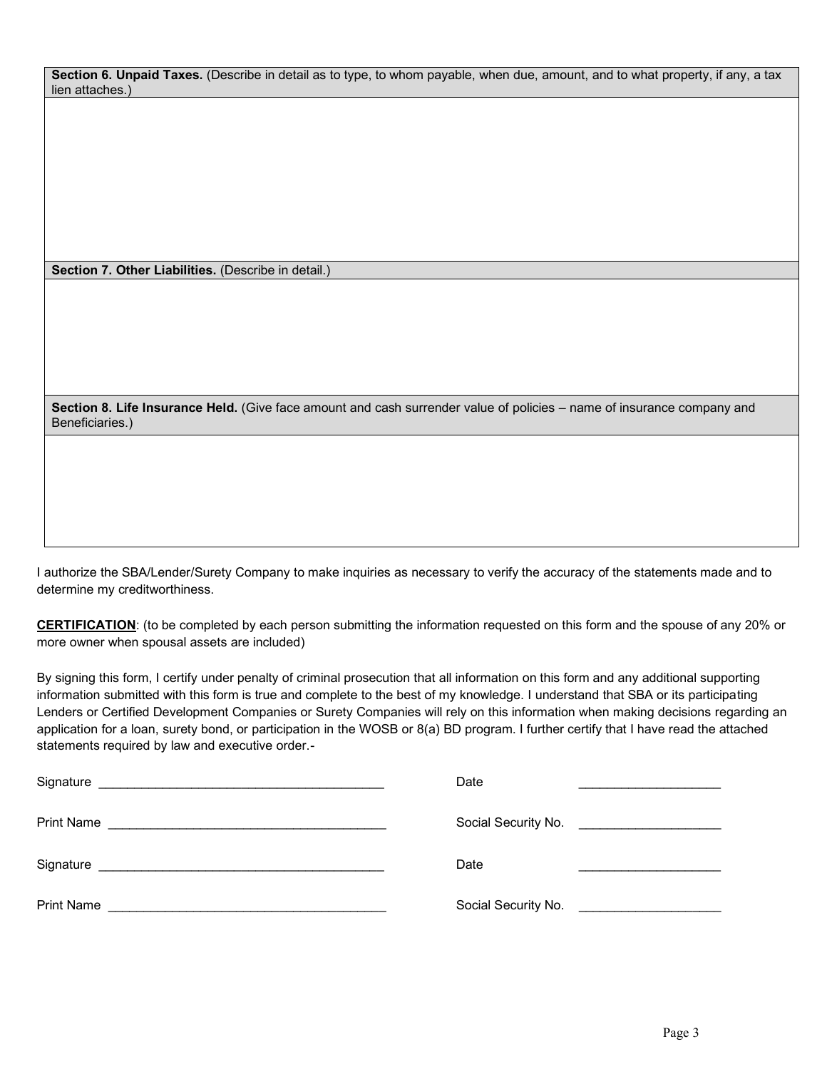| **Section 6. Unpaid Taxes.** (Describe in detail as to type, to whom payable, when due, amount, and to what property, if any, a tax lien attaches.) |
| --- |
| |

| **Section 7. Other Liabilities.** (Describe in detail.) |
| --- |
| |

| **Section 8. Life Insurance Held.** (Give face amount and cash surrender value of policies – name of insurance company and Beneficiaries.) |
| --- |
| |

I authorize the SBA/Lender/Surety Company to make inquiries as necessary to verify the accuracy of the statements made and to determine my creditworthiness.

**CERTIFICATION**: (to be completed by each person submitting the information requested on this form and the spouse of any 20% or more owner when spousal assets are included)

By signing this form, I certify under penalty of criminal prosecution that all information on this form and any additional supporting information submitted with this form is true and complete to the best of my knowledge. I understand that SBA or its participating Lenders or Certified Development Companies or Surety Companies will rely on this information when making decisions regarding an application for a loan, surety bond, or participation in the WOSB or 8(a) BD program. I further certify that I have read the attached statements required by law and executive order.-

Signature ________________________________________ Date ____________________

Print Name _______________________________________ Social Security No. ____________________

Signature ________________________________________ Date ____________________

Print Name _______________________________________ Social Security No. ____________________